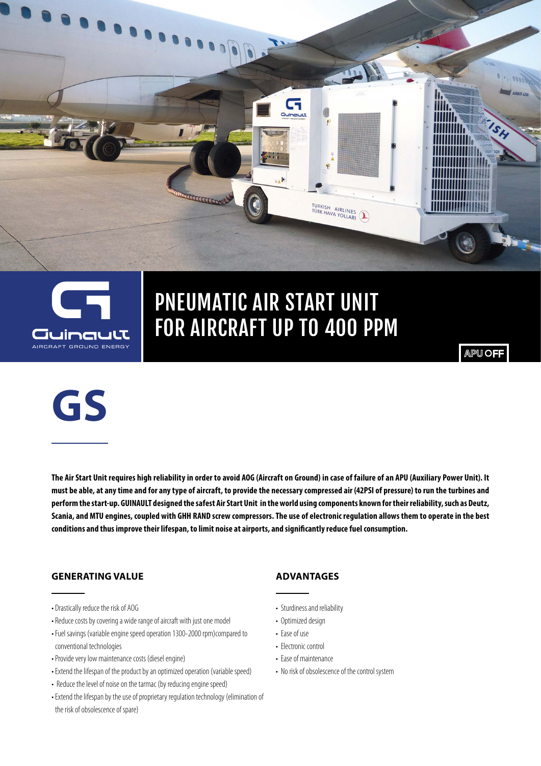# PNEUMATIC AIR START UNIT FOR AIRCRAFT UP TO 400 PPM

APU OFF

# GS

**The Air Start Unit requires high reliability in order to avoid AOG (Aircraft on Ground) in case of failure of an APU (Auxiliary Power Unit). It must be able, at any time and for any type of aircraft, to provide the necessary compressed air (42PSI of pressure) to run the turbines and perform the start-up. GUINAULT designed the safest Air Start Unit in the world using components known for their reliability, such as Deutz, Scania, and MTU engines, coupled with GHH RAND screw compressors. The use of electronic regulation allows them to operate in the best conditions and thus improve their lifespan, to limit noise at airports, and significantly reduce fuel consumption.**

## GENERATING VALUE

- Drastically reduce the risk of AOG
- Reduce costs by covering a wide range of aircraft with just one model
- Fuel savings (variable engine speed operation 1300-2000 rpm)compared to conventional technologies
- Provide very low maintenance costs (diesel engine)
- Extend the lifespan of the product by an optimized operation (variable speed)
- Reduce the level of noise on the tarmac (by reducing engine speed)
- Extend the lifespan by the use of proprietary regulation technology (elimination of the risk of obsolescence of spare)

## ADVANTAGES

- Sturdiness and reliability
- Optimized design
- Ease of use
- Electronic control
- Ease of maintenance
- No risk of obsolescence of the control system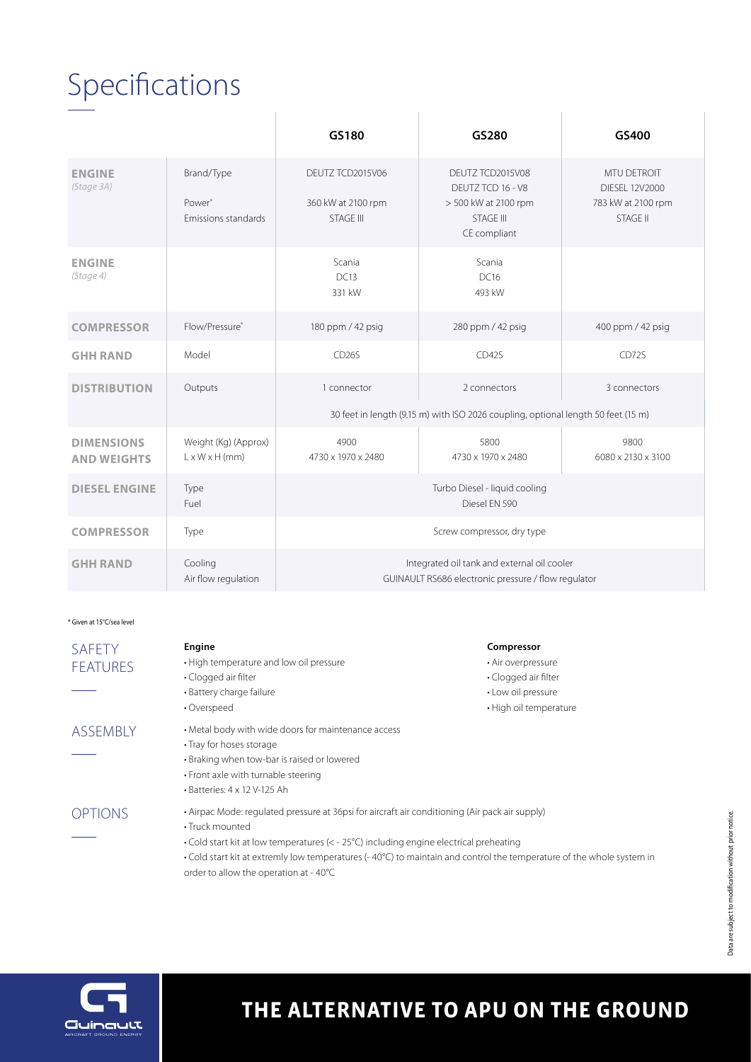# Specifications

| | | GS180 | GS280 | GS400 |
|---|---|---|---|---|
| **ENGINE** *(Stage 3A)* | Brand/Type<br>Power*<br>Emissions standards | DEUTZ TCD2015V06<br>360 kW at 2100 rpm<br>STAGE III | DEUTZ TCD2015V08<br>DEUTZ TCD 16 - V8<br>> 500 kW at 2100 rpm<br>STAGE III<br>CE compliant | MTU DETROIT<br>DIESEL 12V2000<br>783 kW at 2100 rpm<br>STAGE II |
| **ENGINE** *(Stage 4)* | | Scania<br>DC13<br>331 kW | Scania<br>DC16<br>493 kW | |
| **COMPRESSOR** | Flow/Pressure* | 180 ppm / 42 psig | 280 ppm / 42 psig | 400 ppm / 42 psig |
| **GHH RAND** | Model | CD26S | CD42S | CD72S |
| **DISTRIBUTION** | Outputs | 1 connector | 2 connectors | 3 connectors |
| | | 30 feet in length (9.15 m) with ISO 2026 coupling, optional length 50 feet (15 m) | | |
| **DIMENSIONS AND WEIGHTS** | Weight (Kg) (Approx)<br>L x W x H (mm) | 4900<br>4730 x 1970 x 2480 | 5800<br>4730 x 1970 x 2480 | 9800<br>6080 x 2130 x 3100 |
| **DIESEL ENGINE** | Type<br>Fuel | Turbo Diesel - liquid cooling<br>Diesel EN 590 | | |
| **COMPRESSOR** | Type | Screw compressor, dry type | | |
| **GHH RAND** | Cooling<br>Air flow regulation | Integrated oil tank and external oil cooler<br>GUINAULT RS686 electronic pressure / flow regulator | | |

\* Given at 15°C/sea level

## SAFETY FEATURES

**Engine**
- High temperature and low oil pressure
- Clogged air filter
- Battery charge failure
- Overspeed

**Compressor**
- Air overpressure
- Clogged air filter
- Low oil pressure
- High oil temperature

## ASSEMBLY

- Metal body with wide doors for maintenance access
- Tray for hoses storage
- Braking when tow-bar is raised or lowered
- Front axle with turnable steering
- Batteries: 4 x 12 V-125 Ah

## OPTIONS

- Airpac Mode: regulated pressure at 36psi for aircraft air conditioning (Air pack air supply)
- Truck mounted
- Cold start kit at low temperatures (< - 25°C) including engine electrical preheating
- Cold start kit at extremly low temperatures (- 40°C) to maintain and control the temperature of the whole system in order to allow the operation at - 40°C

Data are subject to modification without prior notice.

**THE ALTERNATIVE TO APU ON THE GROUND**